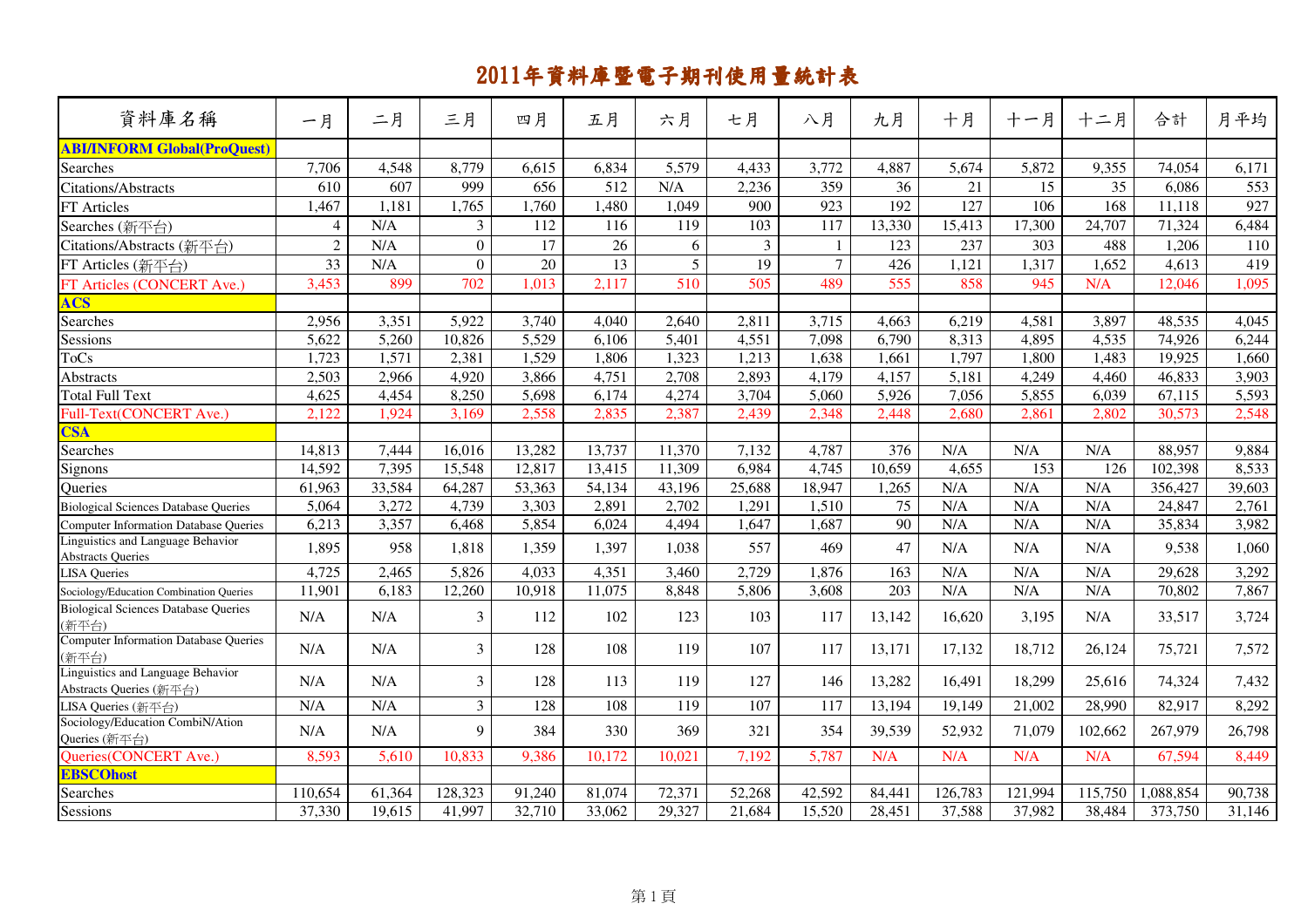# 2011年資料庫暨電子期刊使用量統計表

| 資料庫名稱 | 一月 | 二月 | 三月 | 四月 | 五月 | 六月 | 七月 | 八月 | 九月 | 十月 | 十一月 | 十二月 | 合計 | 月平均 |
|---|---|---|---|---|---|---|---|---|---|---|---|---|---|---|
| **ABI/INFORM Global(ProQuest)** | | | | | | | | | | | | | | |
| Searches | 7,706 | 4,548 | 8,779 | 6,615 | 6,834 | 5,579 | 4,433 | 3,772 | 4,887 | 5,674 | 5,872 | 9,355 | 74,054 | 6,171 |
| Citations/Abstracts | 610 | 607 | 999 | 656 | 512 | N/A | 2,236 | 359 | 36 | 21 | 15 | 35 | 6,086 | 553 |
| FT Articles | 1,467 | 1,181 | 1,765 | 1,760 | 1,480 | 1,049 | 900 | 923 | 192 | 127 | 106 | 168 | 11,118 | 927 |
| Searches (新平台) | 4 | N/A | 3 | 112 | 116 | 119 | 103 | 117 | 13,330 | 15,413 | 17,300 | 24,707 | 71,324 | 6,484 |
| Citations/Abstracts (新平台) | 2 | N/A | 0 | 17 | 26 | 6 | 3 | 1 | 123 | 237 | 303 | 488 | 1,206 | 110 |
| FT Articles (新平台) | 33 | N/A | 0 | 20 | 13 | 5 | 19 | 7 | 426 | 1,121 | 1,317 | 1,652 | 4,613 | 419 |
| FT Articles (CONCERT Ave.) | 3,453 | 899 | 702 | 1,013 | 2,117 | 510 | 505 | 489 | 555 | 858 | 945 | N/A | 12,046 | 1,095 |
| **ACS** | | | | | | | | | | | | | | |
| Searches | 2,956 | 3,351 | 5,922 | 3,740 | 4,040 | 2,640 | 2,811 | 3,715 | 4,663 | 6,219 | 4,581 | 3,897 | 48,535 | 4,045 |
| Sessions | 5,622 | 5,260 | 10,826 | 5,529 | 6,106 | 5,401 | 4,551 | 7,098 | 6,790 | 8,313 | 4,895 | 4,535 | 74,926 | 6,244 |
| ToCs | 1,723 | 1,571 | 2,381 | 1,529 | 1,806 | 1,323 | 1,213 | 1,638 | 1,661 | 1,797 | 1,800 | 1,483 | 19,925 | 1,660 |
| Abstracts | 2,503 | 2,966 | 4,920 | 3,866 | 4,751 | 2,708 | 2,893 | 4,179 | 4,157 | 5,181 | 4,249 | 4,460 | 46,833 | 3,903 |
| Total Full Text | 4,625 | 4,454 | 8,250 | 5,698 | 6,174 | 4,274 | 3,704 | 5,060 | 5,926 | 7,056 | 5,855 | 6,039 | 67,115 | 5,593 |
| Full-Text(CONCERT Ave.) | 2,122 | 1,924 | 3,169 | 2,558 | 2,835 | 2,387 | 2,439 | 2,348 | 2,448 | 2,680 | 2,861 | 2,802 | 30,573 | 2,548 |
| **CSA** | | | | | | | | | | | | | | |
| Searches | 14,813 | 7,444 | 16,016 | 13,282 | 13,737 | 11,370 | 7,132 | 4,787 | 376 | N/A | N/A | N/A | 88,957 | 9,884 |
| Signons | 14,592 | 7,395 | 15,548 | 12,817 | 13,415 | 11,309 | 6,984 | 4,745 | 10,659 | 4,655 | 153 | 126 | 102,398 | 8,533 |
| Queries | 61,963 | 33,584 | 64,287 | 53,363 | 54,134 | 43,196 | 25,688 | 18,947 | 1,265 | N/A | N/A | N/A | 356,427 | 39,603 |
| Biological Sciences Database Queries | 5,064 | 3,272 | 4,739 | 3,303 | 2,891 | 2,702 | 1,291 | 1,510 | 75 | N/A | N/A | N/A | 24,847 | 2,761 |
| Computer Information Database Queries | 6,213 | 3,357 | 6,468 | 5,854 | 6,024 | 4,494 | 1,647 | 1,687 | 90 | N/A | N/A | N/A | 35,834 | 3,982 |
| Linguistics and Language Behavior Abstracts Queries | 1,895 | 958 | 1,818 | 1,359 | 1,397 | 1,038 | 557 | 469 | 47 | N/A | N/A | N/A | 9,538 | 1,060 |
| LISA Queries | 4,725 | 2,465 | 5,826 | 4,033 | 4,351 | 3,460 | 2,729 | 1,876 | 163 | N/A | N/A | N/A | 29,628 | 3,292 |
| Sociology/Education Combination Queries | 11,901 | 6,183 | 12,260 | 10,918 | 11,075 | 8,848 | 5,806 | 3,608 | 203 | N/A | N/A | N/A | 70,802 | 7,867 |
| Biological Sciences Database Queries (新平台) | N/A | N/A | 3 | 112 | 102 | 123 | 103 | 117 | 13,142 | 16,620 | 3,195 | N/A | 33,517 | 3,724 |
| Computer Information Database Queries (新平台) | N/A | N/A | 3 | 128 | 108 | 119 | 107 | 117 | 13,171 | 17,132 | 18,712 | 26,124 | 75,721 | 7,572 |
| Linguistics and Language Behavior Abstracts Queries (新平台) | N/A | N/A | 3 | 128 | 113 | 119 | 127 | 146 | 13,282 | 16,491 | 18,299 | 25,616 | 74,324 | 7,432 |
| LISA Queries (新平台) | N/A | N/A | 3 | 128 | 108 | 119 | 107 | 117 | 13,194 | 19,149 | 21,002 | 28,990 | 82,917 | 8,292 |
| Sociology/Education CombiN/Ation Queries (新平台) | N/A | N/A | 9 | 384 | 330 | 369 | 321 | 354 | 39,539 | 52,932 | 71,079 | 102,662 | 267,979 | 26,798 |
| Queries(CONCERT Ave.) | 8,593 | 5,610 | 10,833 | 9,386 | 10,172 | 10,021 | 7,192 | 5,787 | N/A | N/A | N/A | N/A | 67,594 | 8,449 |
| **EBSCOhost** | | | | | | | | | | | | | | |
| Searches | 110,654 | 61,364 | 128,323 | 91,240 | 81,074 | 72,371 | 52,268 | 42,592 | 84,441 | 126,783 | 121,994 | 115,750 | 1,088,854 | 90,738 |
| Sessions | 37,330 | 19,615 | 41,997 | 32,710 | 33,062 | 29,327 | 21,684 | 15,520 | 28,451 | 37,588 | 37,982 | 38,484 | 373,750 | 31,146 |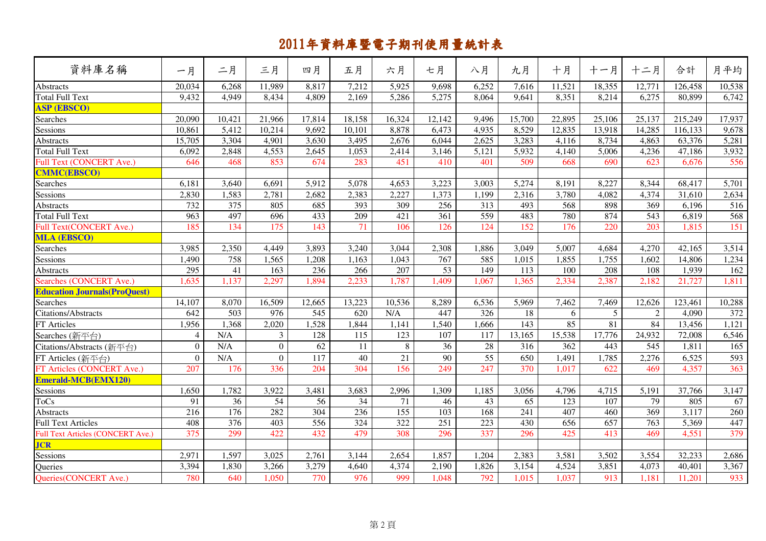# 2011年資料庫暨電子期刊使用量統計表

| 資料庫名稱 | 一月 | 二月 | 三月 | 四月 | 五月 | 六月 | 七月 | 八月 | 九月 | 十月 | 十一月 | 十二月 | 合計 | 月平均 |
|---|---|---|---|---|---|---|---|---|---|---|---|---|---|---|
| Abstracts | 20,034 | 6,268 | 11,989 | 8,817 | 7,212 | 5,925 | 9,698 | 6,252 | 7,616 | 11,521 | 18,355 | 12,771 | 126,458 | 10,538 |
| Total Full Text | 9,432 | 4,949 | 8,434 | 4,809 | 2,169 | 5,286 | 5,275 | 8,064 | 9,641 | 8,351 | 8,214 | 6,275 | 80,899 | 6,742 |
| **ASP (EBSCO)** | | | | | | | | | | | | | | |
| Searches | 20,090 | 10,421 | 21,966 | 17,814 | 18,158 | 16,324 | 12,142 | 9,496 | 15,700 | 22,895 | 25,106 | 25,137 | 215,249 | 17,937 |
| Sessions | 10,861 | 5,412 | 10,214 | 9,692 | 10,101 | 8,878 | 6,473 | 4,935 | 8,529 | 12,835 | 13,918 | 14,285 | 116,133 | 9,678 |
| Abstracts | 15,705 | 3,304 | 4,901 | 3,630 | 3,495 | 2,676 | 6,044 | 2,625 | 3,283 | 4,116 | 8,734 | 4,863 | 63,376 | 5,281 |
| Total Full Text | 6,092 | 2,848 | 4,553 | 2,645 | 1,053 | 2,414 | 3,146 | 5,121 | 5,932 | 4,140 | 5,006 | 4,236 | 47,186 | 3,932 |
| Full Text (CONCERT Ave.) | 646 | 468 | 853 | 674 | 283 | 451 | 410 | 401 | 509 | 668 | 690 | 623 | 6,676 | 556 |
| **CMMC(EBSCO)** | | | | | | | | | | | | | | |
| Searches | 6,181 | 3,640 | 6,691 | 5,912 | 5,078 | 4,653 | 3,223 | 3,003 | 5,274 | 8,191 | 8,227 | 8,344 | 68,417 | 5,701 |
| Sessions | 2,830 | 1,583 | 2,781 | 2,682 | 2,383 | 2,227 | 1,373 | 1,199 | 2,316 | 3,780 | 4,082 | 4,374 | 31,610 | 2,634 |
| Abstracts | 732 | 375 | 805 | 685 | 393 | 309 | 256 | 313 | 493 | 568 | 898 | 369 | 6,196 | 516 |
| Total Full Text | 963 | 497 | 696 | 433 | 209 | 421 | 361 | 559 | 483 | 780 | 874 | 543 | 6,819 | 568 |
| Full Text(CONCERT Ave.) | 185 | 134 | 175 | 143 | 71 | 106 | 126 | 124 | 152 | 176 | 220 | 203 | 1,815 | 151 |
| **MLA (EBSCO)** | | | | | | | | | | | | | | |
| Searches | 3,985 | 2,350 | 4,449 | 3,893 | 3,240 | 3,044 | 2,308 | 1,886 | 3,049 | 5,007 | 4,684 | 4,270 | 42,165 | 3,514 |
| Sessions | 1,490 | 758 | 1,565 | 1,208 | 1,163 | 1,043 | 767 | 585 | 1,015 | 1,855 | 1,755 | 1,602 | 14,806 | 1,234 |
| Abstracts | 295 | 41 | 163 | 236 | 266 | 207 | 53 | 149 | 113 | 100 | 208 | 108 | 1,939 | 162 |
| Searches (CONCERT Ave.) | 1,635 | 1,137 | 2,297 | 1,894 | 2,233 | 1,787 | 1,409 | 1,067 | 1,365 | 2,334 | 2,387 | 2,182 | 21,727 | 1,811 |
| **Education Journals(ProQuest)** | | | | | | | | | | | | | | |
| Searches | 14,107 | 8,070 | 16,509 | 12,665 | 13,223 | 10,536 | 8,289 | 6,536 | 5,969 | 7,462 | 7,469 | 12,626 | 123,461 | 10,288 |
| Citations/Abstracts | 642 | 503 | 976 | 545 | 620 | N/A | 447 | 326 | 18 | 6 | 5 | 2 | 4,090 | 372 |
| FT Articles | 1,956 | 1,368 | 2,020 | 1,528 | 1,844 | 1,141 | 1,540 | 1,666 | 143 | 85 | 81 | 84 | 13,456 | 1,121 |
| Searches (新平台) | 4 | N/A | 3 | 128 | 115 | 123 | 107 | 117 | 13,165 | 15,538 | 17,776 | 24,932 | 72,008 | 6,546 |
| Citations/Abstracts (新平台) | 0 | N/A | 0 | 62 | 11 | 8 | 36 | 28 | 316 | 362 | 443 | 545 | 1,811 | 165 |
| FT Articles (新平台) | 0 | N/A | 0 | 117 | 40 | 21 | 90 | 55 | 650 | 1,491 | 1,785 | 2,276 | 6,525 | 593 |
| FT Articles (CONCERT Ave.) | 207 | 176 | 336 | 204 | 304 | 156 | 249 | 247 | 370 | 1,017 | 622 | 469 | 4,357 | 363 |
| **Emerald-MCB(EMX120)** | | | | | | | | | | | | | | |
| Sessions | 1,650 | 1,782 | 3,922 | 3,481 | 3,683 | 2,996 | 1,309 | 1,185 | 3,056 | 4,796 | 4,715 | 5,191 | 37,766 | 3,147 |
| ToCs | 91 | 36 | 54 | 56 | 34 | 71 | 46 | 43 | 65 | 123 | 107 | 79 | 805 | 67 |
| Abstracts | 216 | 176 | 282 | 304 | 236 | 155 | 103 | 168 | 241 | 407 | 460 | 369 | 3,117 | 260 |
| Full Text Articles | 408 | 376 | 403 | 556 | 324 | 322 | 251 | 223 | 430 | 656 | 657 | 763 | 5,369 | 447 |
| Full Text Articles (CONCERT Ave.) | 375 | 299 | 422 | 432 | 479 | 308 | 296 | 337 | 296 | 425 | 413 | 469 | 4,551 | 379 |
| **JCR** | | | | | | | | | | | | | | |
| Sessions | 2,971 | 1,597 | 3,025 | 2,761 | 3,144 | 2,654 | 1,857 | 1,204 | 2,383 | 3,581 | 3,502 | 3,554 | 32,233 | 2,686 |
| Queries | 3,394 | 1,830 | 3,266 | 3,279 | 4,640 | 4,374 | 2,190 | 1,826 | 3,154 | 4,524 | 3,851 | 4,073 | 40,401 | 3,367 |
| Queries(CONCERT Ave.) | 780 | 640 | 1,050 | 770 | 976 | 999 | 1,048 | 792 | 1,015 | 1,037 | 913 | 1,181 | 11,201 | 933 |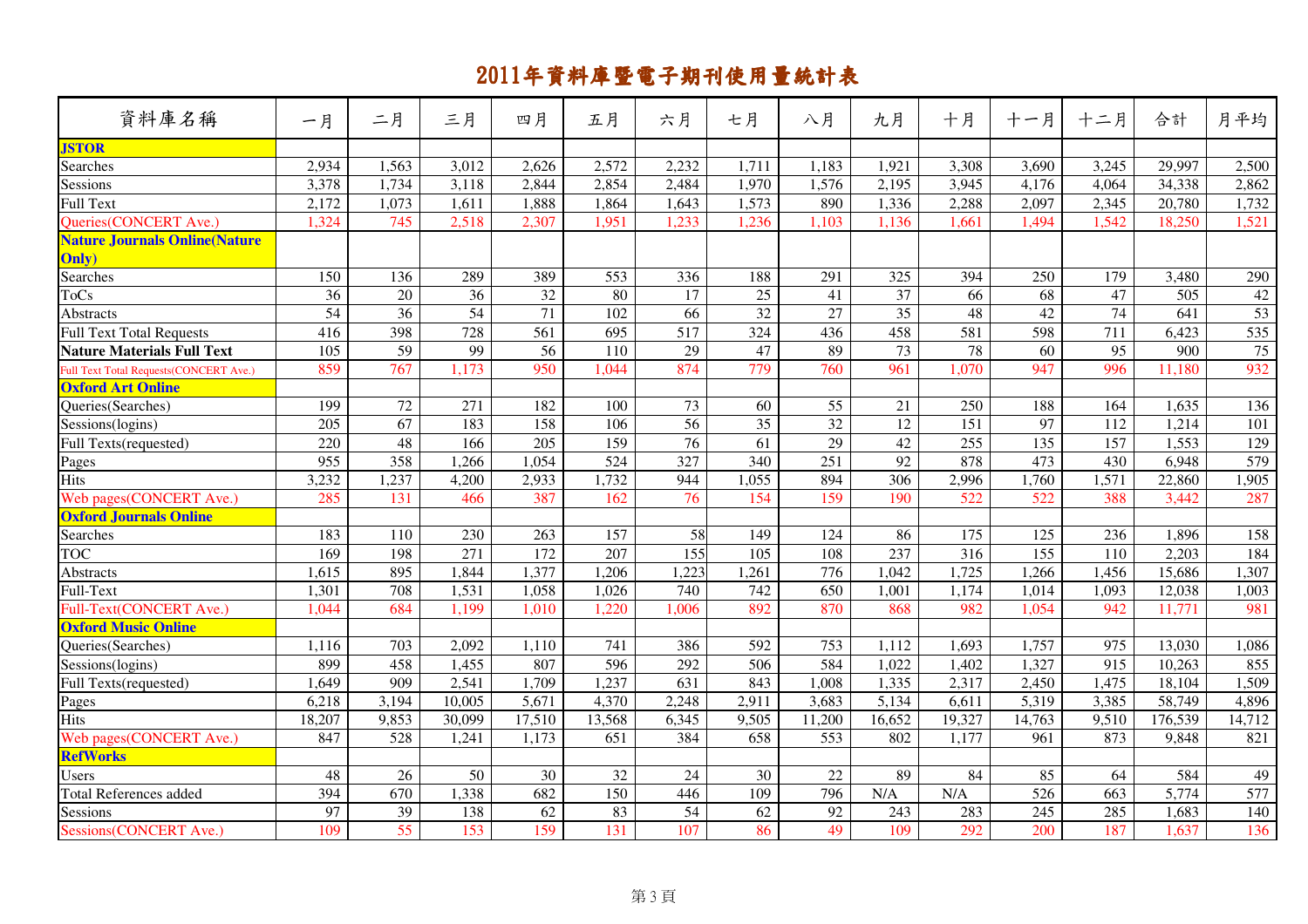# 2011年資料庫暨電子期刊使用量統計表

| 資料庫名稱 | 一月 | 二月 | 三月 | 四月 | 五月 | 六月 | 七月 | 八月 | 九月 | 十月 | 十一月 | 十二月 | 合計 | 月平均 |
|---|---|---|---|---|---|---|---|---|---|---|---|---|---|---|
| **JSTOR** | | | | | | | | | | | | | | |
| Searches | 2,934 | 1,563 | 3,012 | 2,626 | 2,572 | 2,232 | 1,711 | 1,183 | 1,921 | 3,308 | 3,690 | 3,245 | 29,997 | 2,500 |
| Sessions | 3,378 | 1,734 | 3,118 | 2,844 | 2,854 | 2,484 | 1,970 | 1,576 | 2,195 | 3,945 | 4,176 | 4,064 | 34,338 | 2,862 |
| Full Text | 2,172 | 1,073 | 1,611 | 1,888 | 1,864 | 1,643 | 1,573 | 890 | 1,336 | 2,288 | 2,097 | 2,345 | 20,780 | 1,732 |
| Queries(CONCERT Ave.) | 1,324 | 745 | 2,518 | 2,307 | 1,951 | 1,233 | 1,236 | 1,103 | 1,136 | 1,661 | 1,494 | 1,542 | 18,250 | 1,521 |
| **Nature Journals Online(Nature Only)** | | | | | | | | | | | | | | |
| Searches | 150 | 136 | 289 | 389 | 553 | 336 | 188 | 291 | 325 | 394 | 250 | 179 | 3,480 | 290 |
| ToCs | 36 | 20 | 36 | 32 | 80 | 17 | 25 | 41 | 37 | 66 | 68 | 47 | 505 | 42 |
| Abstracts | 54 | 36 | 54 | 71 | 102 | 66 | 32 | 27 | 35 | 48 | 42 | 74 | 641 | 53 |
| Full Text Total Requests | 416 | 398 | 728 | 561 | 695 | 517 | 324 | 436 | 458 | 581 | 598 | 711 | 6,423 | 535 |
| **Nature Materials Full Text** | 105 | 59 | 99 | 56 | 110 | 29 | 47 | 89 | 73 | 78 | 60 | 95 | 900 | 75 |
| Full Text Total Requests(CONCERT Ave.) | 859 | 767 | 1,173 | 950 | 1,044 | 874 | 779 | 760 | 961 | 1,070 | 947 | 996 | 11,180 | 932 |
| **Oxford Art Online** | | | | | | | | | | | | | | |
| Queries(Searches) | 199 | 72 | 271 | 182 | 100 | 73 | 60 | 55 | 21 | 250 | 188 | 164 | 1,635 | 136 |
| Sessions(logins) | 205 | 67 | 183 | 158 | 106 | 56 | 35 | 32 | 12 | 151 | 97 | 112 | 1,214 | 101 |
| Full Texts(requested) | 220 | 48 | 166 | 205 | 159 | 76 | 61 | 29 | 42 | 255 | 135 | 157 | 1,553 | 129 |
| Pages | 955 | 358 | 1,266 | 1,054 | 524 | 327 | 340 | 251 | 92 | 878 | 473 | 430 | 6,948 | 579 |
| Hits | 3,232 | 1,237 | 4,200 | 2,933 | 1,732 | 944 | 1,055 | 894 | 306 | 2,996 | 1,760 | 1,571 | 22,860 | 1,905 |
| Web pages(CONCERT Ave.) | 285 | 131 | 466 | 387 | 162 | 76 | 154 | 159 | 190 | 522 | 522 | 388 | 3,442 | 287 |
| **Oxford Journals Online** | | | | | | | | | | | | | | |
| Searches | 183 | 110 | 230 | 263 | 157 | 58 | 149 | 124 | 86 | 175 | 125 | 236 | 1,896 | 158 |
| TOC | 169 | 198 | 271 | 172 | 207 | 155 | 105 | 108 | 237 | 316 | 155 | 110 | 2,203 | 184 |
| Abstracts | 1,615 | 895 | 1,844 | 1,377 | 1,206 | 1,223 | 1,261 | 776 | 1,042 | 1,725 | 1,266 | 1,456 | 15,686 | 1,307 |
| Full-Text | 1,301 | 708 | 1,531 | 1,058 | 1,026 | 740 | 742 | 650 | 1,001 | 1,174 | 1,014 | 1,093 | 12,038 | 1,003 |
| Full-Text(CONCERT Ave.) | 1,044 | 684 | 1,199 | 1,010 | 1,220 | 1,006 | 892 | 870 | 868 | 982 | 1,054 | 942 | 11,771 | 981 |
| **Oxford Music Online** | | | | | | | | | | | | | | |
| Queries(Searches) | 1,116 | 703 | 2,092 | 1,110 | 741 | 386 | 592 | 753 | 1,112 | 1,693 | 1,757 | 975 | 13,030 | 1,086 |
| Sessions(logins) | 899 | 458 | 1,455 | 807 | 596 | 292 | 506 | 584 | 1,022 | 1,402 | 1,327 | 915 | 10,263 | 855 |
| Full Texts(requested) | 1,649 | 909 | 2,541 | 1,709 | 1,237 | 631 | 843 | 1,008 | 1,335 | 2,317 | 2,450 | 1,475 | 18,104 | 1,509 |
| Pages | 6,218 | 3,194 | 10,005 | 5,671 | 4,370 | 2,248 | 2,911 | 3,683 | 5,134 | 6,611 | 5,319 | 3,385 | 58,749 | 4,896 |
| Hits | 18,207 | 9,853 | 30,099 | 17,510 | 13,568 | 6,345 | 9,505 | 11,200 | 16,652 | 19,327 | 14,763 | 9,510 | 176,539 | 14,712 |
| Web pages(CONCERT Ave.) | 847 | 528 | 1,241 | 1,173 | 651 | 384 | 658 | 553 | 802 | 1,177 | 961 | 873 | 9,848 | 821 |
| **RefWorks** | | | | | | | | | | | | | | |
| Users | 48 | 26 | 50 | 30 | 32 | 24 | 30 | 22 | 89 | 84 | 85 | 64 | 584 | 49 |
| Total References added | 394 | 670 | 1,338 | 682 | 150 | 446 | 109 | 796 | N/A | N/A | 526 | 663 | 5,774 | 577 |
| Sessions | 97 | 39 | 138 | 62 | 83 | 54 | 62 | 92 | 243 | 283 | 245 | 285 | 1,683 | 140 |
| Sessions(CONCERT Ave.) | 109 | 55 | 153 | 159 | 131 | 107 | 86 | 49 | 109 | 292 | 200 | 187 | 1,637 | 136 |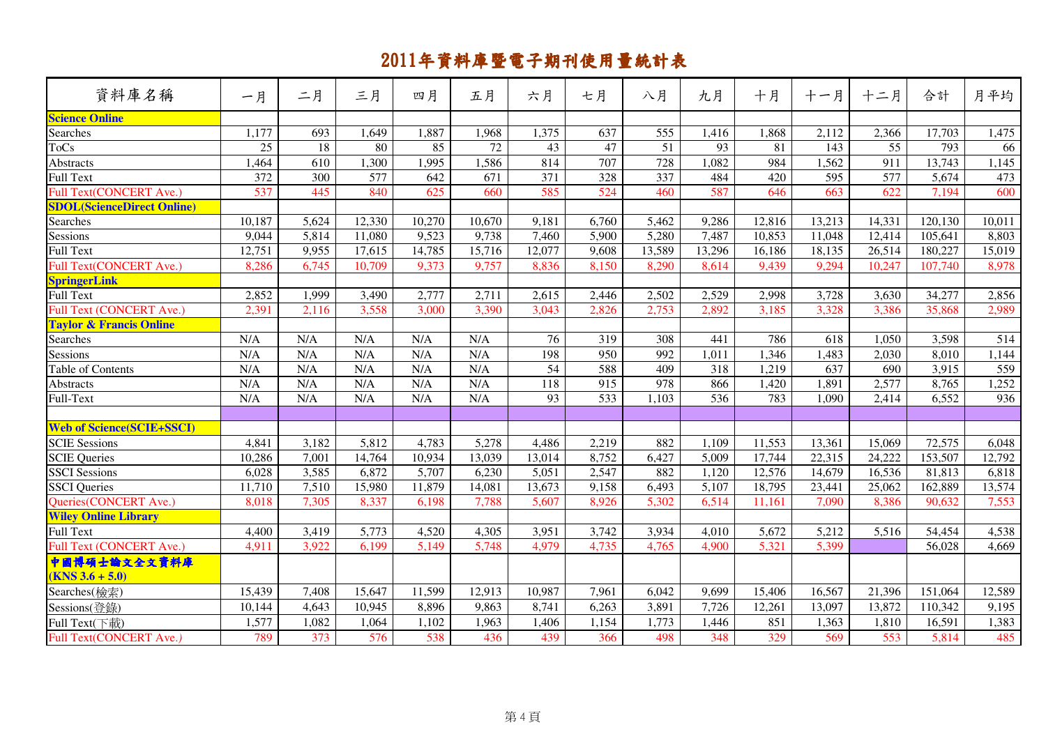# 2011年資料庫暨電子期刊使用量統計表

| 資料庫名稱 | 一月 | 二月 | 三月 | 四月 | 五月 | 六月 | 七月 | 八月 | 九月 | 十月 | 十一月 | 十二月 | 合計 | 月平均 |
|---|---|---|---|---|---|---|---|---|---|---|---|---|---|---|
| **Science Online** | | | | | | | | | | | | | | |
| Searches | 1,177 | 693 | 1,649 | 1,887 | 1,968 | 1,375 | 637 | 555 | 1,416 | 1,868 | 2,112 | 2,366 | 17,703 | 1,475 |
| ToCs | 25 | 18 | 80 | 85 | 72 | 43 | 47 | 51 | 93 | 81 | 143 | 55 | 793 | 66 |
| Abstracts | 1,464 | 610 | 1,300 | 1,995 | 1,586 | 814 | 707 | 728 | 1,082 | 984 | 1,562 | 911 | 13,743 | 1,145 |
| Full Text | 372 | 300 | 577 | 642 | 671 | 371 | 328 | 337 | 484 | 420 | 595 | 577 | 5,674 | 473 |
| Full Text(CONCERT Ave.) | 537 | 445 | 840 | 625 | 660 | 585 | 524 | 460 | 587 | 646 | 663 | 622 | 7,194 | 600 |
| **SDOL(ScienceDirect Online)** | | | | | | | | | | | | | | |
| Searches | 10,187 | 5,624 | 12,330 | 10,270 | 10,670 | 9,181 | 6,760 | 5,462 | 9,286 | 12,816 | 13,213 | 14,331 | 120,130 | 10,011 |
| Sessions | 9,044 | 5,814 | 11,080 | 9,523 | 9,738 | 7,460 | 5,900 | 5,280 | 7,487 | 10,853 | 11,048 | 12,414 | 105,641 | 8,803 |
| Full Text | 12,751 | 9,955 | 17,615 | 14,785 | 15,716 | 12,077 | 9,608 | 13,589 | 13,296 | 16,186 | 18,135 | 26,514 | 180,227 | 15,019 |
| Full Text(CONCERT Ave.) | 8,286 | 6,745 | 10,709 | 9,373 | 9,757 | 8,836 | 8,150 | 8,290 | 8,614 | 9,439 | 9,294 | 10,247 | 107,740 | 8,978 |
| **SpringerLink** | | | | | | | | | | | | | | |
| Full Text | 2,852 | 1,999 | 3,490 | 2,777 | 2,711 | 2,615 | 2,446 | 2,502 | 2,529 | 2,998 | 3,728 | 3,630 | 34,277 | 2,856 |
| Full Text (CONCERT Ave.) | 2,391 | 2,116 | 3,558 | 3,000 | 3,390 | 3,043 | 2,826 | 2,753 | 2,892 | 3,185 | 3,328 | 3,386 | 35,868 | 2,989 |
| **Taylor & Francis Online** | | | | | | | | | | | | | | |
| Searches | N/A | N/A | N/A | N/A | N/A | 76 | 319 | 308 | 441 | 786 | 618 | 1,050 | 3,598 | 514 |
| Sessions | N/A | N/A | N/A | N/A | N/A | 198 | 950 | 992 | 1,011 | 1,346 | 1,483 | 2,030 | 8,010 | 1,144 |
| Table of Contents | N/A | N/A | N/A | N/A | N/A | 54 | 588 | 409 | 318 | 1,219 | 637 | 690 | 3,915 | 559 |
| Abstracts | N/A | N/A | N/A | N/A | N/A | 118 | 915 | 978 | 866 | 1,420 | 1,891 | 2,577 | 8,765 | 1,252 |
| Full-Text | N/A | N/A | N/A | N/A | N/A | 93 | 533 | 1,103 | 536 | 783 | 1,090 | 2,414 | 6,552 | 936 |
| | | | | | | | | | | | | | | |
| **Web of Science(SCIE+SSCI)** | | | | | | | | | | | | | | |
| SCIE Sessions | 4,841 | 3,182 | 5,812 | 4,783 | 5,278 | 4,486 | 2,219 | 882 | 1,109 | 11,553 | 13,361 | 15,069 | 72,575 | 6,048 |
| SCIE Queries | 10,286 | 7,001 | 14,764 | 10,934 | 13,039 | 13,014 | 8,752 | 6,427 | 5,009 | 17,744 | 22,315 | 24,222 | 153,507 | 12,792 |
| SSCI Sessions | 6,028 | 3,585 | 6,872 | 5,707 | 6,230 | 5,051 | 2,547 | 882 | 1,120 | 12,576 | 14,679 | 16,536 | 81,813 | 6,818 |
| SSCI Queries | 11,710 | 7,510 | 15,980 | 11,879 | 14,081 | 13,673 | 9,158 | 6,493 | 5,107 | 18,795 | 23,441 | 25,062 | 162,889 | 13,574 |
| Queries(CONCERT Ave.) | 8,018 | 7,305 | 8,337 | 6,198 | 7,788 | 5,607 | 8,926 | 5,302 | 6,514 | 11,161 | 7,090 | 8,386 | 90,632 | 7,553 |
| **Wiley Online Library** | | | | | | | | | | | | | | |
| Full Text | 4,400 | 3,419 | 5,773 | 4,520 | 4,305 | 3,951 | 3,742 | 3,934 | 4,010 | 5,672 | 5,212 | 5,516 | 54,454 | 4,538 |
| Full Text (CONCERT Ave.) | 4,911 | 3,922 | 6,199 | 5,149 | 5,748 | 4,979 | 4,735 | 4,765 | 4,900 | 5,321 | 5,399 | | 56,028 | 4,669 |
| **中國博碩士論文全文資料庫 (KNS 3.6 + 5.0)** | | | | | | | | | | | | | | |
| Searches(檢索) | 15,439 | 7,408 | 15,647 | 11,599 | 12,913 | 10,987 | 7,961 | 6,042 | 9,699 | 15,406 | 16,567 | 21,396 | 151,064 | 12,589 |
| Sessions(登錄) | 10,144 | 4,643 | 10,945 | 8,896 | 9,863 | 8,741 | 6,263 | 3,891 | 7,726 | 12,261 | 13,097 | 13,872 | 110,342 | 9,195 |
| Full Text(下載) | 1,577 | 1,082 | 1,064 | 1,102 | 1,963 | 1,406 | 1,154 | 1,773 | 1,446 | 851 | 1,363 | 1,810 | 16,591 | 1,383 |
| Full Text(CONCERT Ave.) | 789 | 373 | 576 | 538 | 436 | 439 | 366 | 498 | 348 | 329 | 569 | 553 | 5,814 | 485 |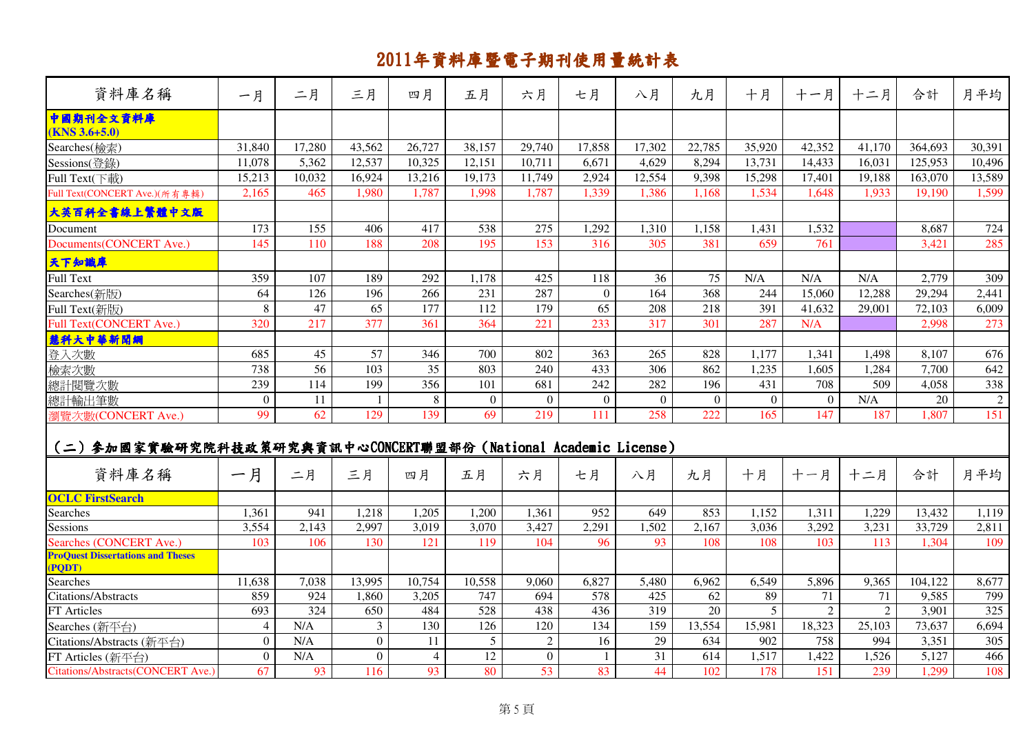# 2011年資料庫暨電子期刊使用量統計表

| 資料庫名稱 | 一月 | 二月 | 三月 | 四月 | 五月 | 六月 | 七月 | 八月 | 九月 | 十月 | 十一月 | 十二月 | 合計 | 月平均 |
|---|---|---|---|---|---|---|---|---|---|---|---|---|---|---|
| **中國期刊全文資料庫 (KNS 3.6+5.0)** | | | | | | | | | | | | | | |
| Searches(檢索) | 31,840 | 17,280 | 43,562 | 26,727 | 38,157 | 29,740 | 17,858 | 17,302 | 22,785 | 35,920 | 42,352 | 41,170 | 364,693 | 30,391 |
| Sessions(登錄) | 11,078 | 5,362 | 12,537 | 10,325 | 12,151 | 10,711 | 6,671 | 4,629 | 8,294 | 13,731 | 14,433 | 16,031 | 125,953 | 10,496 |
| Full Text(下載) | 15,213 | 10,032 | 16,924 | 13,216 | 19,173 | 11,749 | 2,924 | 12,554 | 9,398 | 15,298 | 17,401 | 19,188 | 163,070 | 13,589 |
| Full Text(CONCERT Ave.)(所有專輯) | 2,165 | 465 | 1,980 | 1,787 | 1,998 | 1,787 | 1,339 | 1,386 | 1,168 | 1,534 | 1,648 | 1,933 | 19,190 | 1,599 |
| **大英百科全書線上繁體中文版** | | | | | | | | | | | | | | |
| Document | 173 | 155 | 406 | 417 | 538 | 275 | 1,292 | 1,310 | 1,158 | 1,431 | 1,532 | | 8,687 | 724 |
| Documents(CONCERT Ave.) | 145 | 110 | 188 | 208 | 195 | 153 | 316 | 305 | 381 | 659 | 761 | | 3,421 | 285 |
| **天下知識庫** | | | | | | | | | | | | | | |
| Full Text | 359 | 107 | 189 | 292 | 1,178 | 425 | 118 | 36 | 75 | N/A | N/A | N/A | 2,779 | 309 |
| Searches(新版) | 64 | 126 | 196 | 266 | 231 | 287 | 0 | 164 | 368 | 244 | 15,060 | 12,288 | 29,294 | 2,441 |
| Full Text(新版) | 8 | 47 | 65 | 177 | 112 | 179 | 65 | 208 | 218 | 391 | 41,632 | 29,001 | 72,103 | 6,009 |
| Full Text(CONCERT Ave.) | 320 | 217 | 377 | 361 | 364 | 221 | 233 | 317 | 301 | 287 | N/A | | 2,998 | 273 |
| **慧科大中華新聞網** | | | | | | | | | | | | | | |
| 登入次數 | 685 | 45 | 57 | 346 | 700 | 802 | 363 | 265 | 828 | 1,177 | 1,341 | 1,498 | 8,107 | 676 |
| 檢索次數 | 738 | 56 | 103 | 35 | 803 | 240 | 433 | 306 | 862 | 1,235 | 1,605 | 1,284 | 7,700 | 642 |
| 總計閱覽次數 | 239 | 114 | 199 | 356 | 101 | 681 | 242 | 282 | 196 | 431 | 708 | 509 | 4,058 | 338 |
| 總計輸出筆數 | 0 | 11 | 1 | 8 | 0 | 0 | 0 | 0 | 0 | 0 | 0 | N/A | 20 | 2 |
| 瀏覽次數(CONCERT Ave.) | 99 | 62 | 129 | 139 | 69 | 219 | 111 | 258 | 222 | 165 | 147 | 187 | 1,807 | 151 |

## （二）參加國家實驗研究院科技政策研究與資訊中心CONCERT聯盟部份（National Academic License）

| 資料庫名稱 | 一月 | 二月 | 三月 | 四月 | 五月 | 六月 | 七月 | 八月 | 九月 | 十月 | 十一月 | 十二月 | 合計 | 月平均 |
|---|---|---|---|---|---|---|---|---|---|---|---|---|---|---|
| **OCLC FirstSearch** | | | | | | | | | | | | | | |
| Searches | 1,361 | 941 | 1,218 | 1,205 | 1,200 | 1,361 | 952 | 649 | 853 | 1,152 | 1,311 | 1,229 | 13,432 | 1,119 |
| Sessions | 3,554 | 2,143 | 2,997 | 3,019 | 3,070 | 3,427 | 2,291 | 1,502 | 2,167 | 3,036 | 3,292 | 3,231 | 33,729 | 2,811 |
| Searches (CONCERT Ave.) | 103 | 106 | 130 | 121 | 119 | 104 | 96 | 93 | 108 | 108 | 103 | 113 | 1,304 | 109 |
| **ProQuest Dissertations and Theses (PQDT)** | | | | | | | | | | | | | | |
| Searches | 11,638 | 7,038 | 13,995 | 10,754 | 10,558 | 9,060 | 6,827 | 5,480 | 6,962 | 6,549 | 5,896 | 9,365 | 104,122 | 8,677 |
| Citations/Abstracts | 859 | 924 | 1,860 | 3,205 | 747 | 694 | 578 | 425 | 62 | 89 | 71 | 71 | 9,585 | 799 |
| FT Articles | 693 | 324 | 650 | 484 | 528 | 438 | 436 | 319 | 20 | 5 | 2 | 2 | 3,901 | 325 |
| Searches (新平台) | 4 | N/A | 3 | 130 | 126 | 120 | 134 | 159 | 13,554 | 15,981 | 18,323 | 25,103 | 73,637 | 6,694 |
| Citations/Abstracts (新平台) | 0 | N/A | 0 | 11 | 5 | 2 | 16 | 29 | 634 | 902 | 758 | 994 | 3,351 | 305 |
| FT Articles (新平台) | 0 | N/A | 0 | 4 | 12 | 0 | 1 | 31 | 614 | 1,517 | 1,422 | 1,526 | 5,127 | 466 |
| Citations/Abstracts(CONCERT Ave.) | 67 | 93 | 116 | 93 | 80 | 53 | 83 | 44 | 102 | 178 | 151 | 239 | 1,299 | 108 |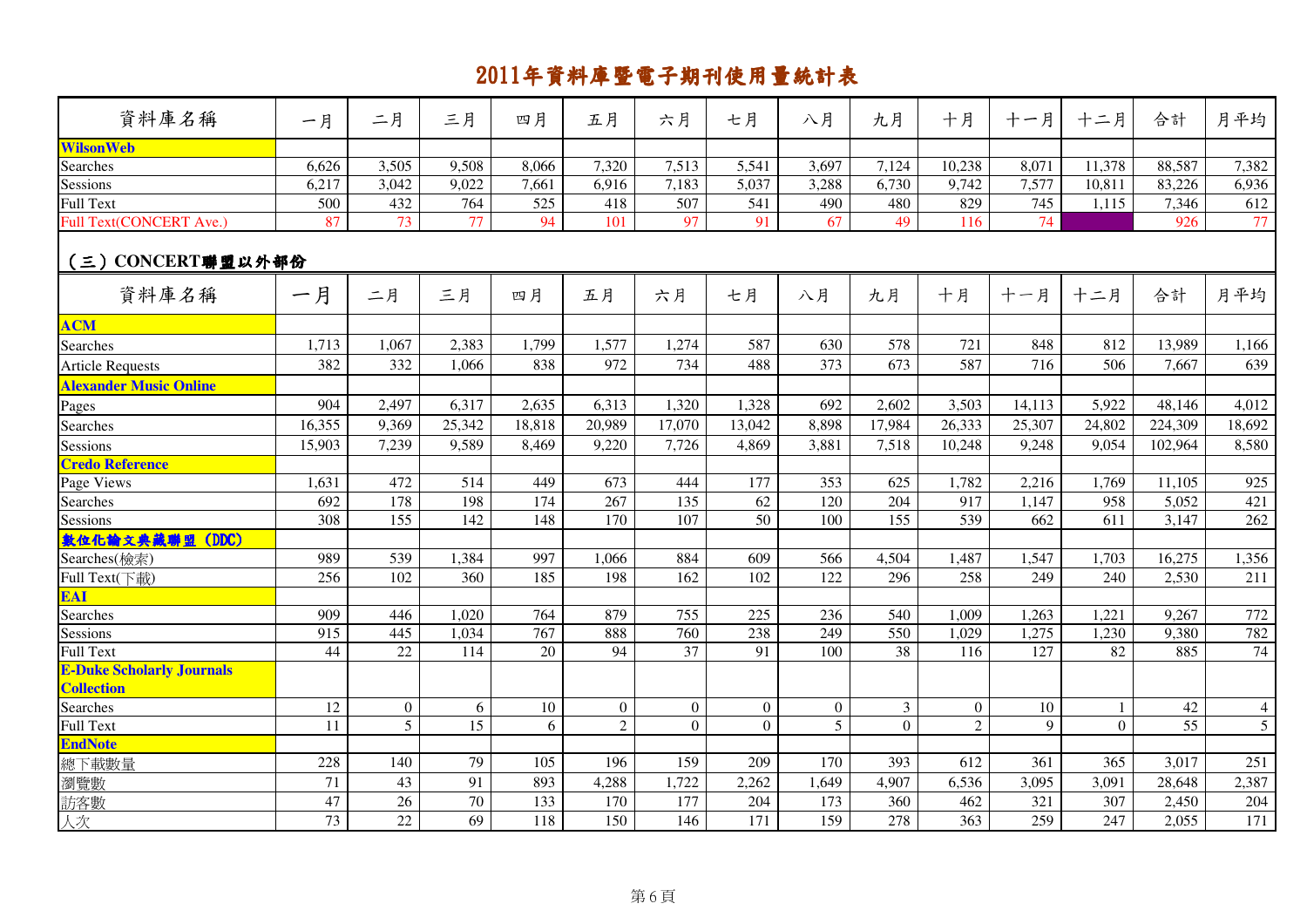# 2011年資料庫暨電子期刊使用量統計表

| 資料庫名稱 | 一月 | 二月 | 三月 | 四月 | 五月 | 六月 | 七月 | 八月 | 九月 | 十月 | 十一月 | 十二月 | 合計 | 月平均 |
|---|---|---|---|---|---|---|---|---|---|---|---|---|---|---|
| **WilsonWeb** | | | | | | | | | | | | | | |
| Searches | 6,626 | 3,505 | 9,508 | 8,066 | 7,320 | 7,513 | 5,541 | 3,697 | 7,124 | 10,238 | 8,071 | 11,378 | 88,587 | 7,382 |
| Sessions | 6,217 | 3,042 | 9,022 | 7,661 | 6,916 | 7,183 | 5,037 | 3,288 | 6,730 | 9,742 | 7,577 | 10,811 | 83,226 | 6,936 |
| Full Text | 500 | 432 | 764 | 525 | 418 | 507 | 541 | 490 | 480 | 829 | 745 | 1,115 | 7,346 | 612 |
| Full Text(CONCERT Ave.) | 87 | 73 | 77 | 94 | 101 | 97 | 91 | 67 | 49 | 116 | 74 | | 926 | 77 |

## （三）CONCERT聯盟以外部份

| 資料庫名稱 | 一月 | 二月 | 三月 | 四月 | 五月 | 六月 | 七月 | 八月 | 九月 | 十月 | 十一月 | 十二月 | 合計 | 月平均 |
|---|---|---|---|---|---|---|---|---|---|---|---|---|---|---|
| **ACM** | | | | | | | | | | | | | | |
| Searches | 1,713 | 1,067 | 2,383 | 1,799 | 1,577 | 1,274 | 587 | 630 | 578 | 721 | 848 | 812 | 13,989 | 1,166 |
| Article Requests | 382 | 332 | 1,066 | 838 | 972 | 734 | 488 | 373 | 673 | 587 | 716 | 506 | 7,667 | 639 |
| **Alexander Music Online** | | | | | | | | | | | | | | |
| Pages | 904 | 2,497 | 6,317 | 2,635 | 6,313 | 1,320 | 1,328 | 692 | 2,602 | 3,503 | 14,113 | 5,922 | 48,146 | 4,012 |
| Searches | 16,355 | 9,369 | 25,342 | 18,818 | 20,989 | 17,070 | 13,042 | 8,898 | 17,984 | 26,333 | 25,307 | 24,802 | 224,309 | 18,692 |
| Sessions | 15,903 | 7,239 | 9,589 | 8,469 | 9,220 | 7,726 | 4,869 | 3,881 | 7,518 | 10,248 | 9,248 | 9,054 | 102,964 | 8,580 |
| **Credo Reference** | | | | | | | | | | | | | | |
| Page Views | 1,631 | 472 | 514 | 449 | 673 | 444 | 177 | 353 | 625 | 1,782 | 2,216 | 1,769 | 11,105 | 925 |
| Searches | 692 | 178 | 198 | 174 | 267 | 135 | 62 | 120 | 204 | 917 | 1,147 | 958 | 5,052 | 421 |
| Sessions | 308 | 155 | 142 | 148 | 170 | 107 | 50 | 100 | 155 | 539 | 662 | 611 | 3,147 | 262 |
| **數位化論文典藏聯盟 (DDC)** | | | | | | | | | | | | | | |
| Searches(檢索) | 989 | 539 | 1,384 | 997 | 1,066 | 884 | 609 | 566 | 4,504 | 1,487 | 1,547 | 1,703 | 16,275 | 1,356 |
| Full Text(下載) | 256 | 102 | 360 | 185 | 198 | 162 | 102 | 122 | 296 | 258 | 249 | 240 | 2,530 | 211 |
| **EAI** | | | | | | | | | | | | | | |
| Searches | 909 | 446 | 1,020 | 764 | 879 | 755 | 225 | 236 | 540 | 1,009 | 1,263 | 1,221 | 9,267 | 772 |
| Sessions | 915 | 445 | 1,034 | 767 | 888 | 760 | 238 | 249 | 550 | 1,029 | 1,275 | 1,230 | 9,380 | 782 |
| Full Text | 44 | 22 | 114 | 20 | 94 | 37 | 91 | 100 | 38 | 116 | 127 | 82 | 885 | 74 |
| **E-Duke Scholarly Journals Collection** | | | | | | | | | | | | | | |
| Searches | 12 | 0 | 6 | 10 | 0 | 0 | 0 | 0 | 3 | 0 | 10 | 1 | 42 | 4 |
| Full Text | 11 | 5 | 15 | 6 | 2 | 0 | 0 | 5 | 0 | 2 | 9 | 0 | 55 | 5 |
| **EndNote** | | | | | | | | | | | | | | |
| 總下載數量 | 228 | 140 | 79 | 105 | 196 | 159 | 209 | 170 | 393 | 612 | 361 | 365 | 3,017 | 251 |
| 瀏覽數 | 71 | 43 | 91 | 893 | 4,288 | 1,722 | 2,262 | 1,649 | 4,907 | 6,536 | 3,095 | 3,091 | 28,648 | 2,387 |
| 訪客數 | 47 | 26 | 70 | 133 | 170 | 177 | 204 | 173 | 360 | 462 | 321 | 307 | 2,450 | 204 |
| 人次 | 73 | 22 | 69 | 118 | 150 | 146 | 171 | 159 | 278 | 363 | 259 | 247 | 2,055 | 171 |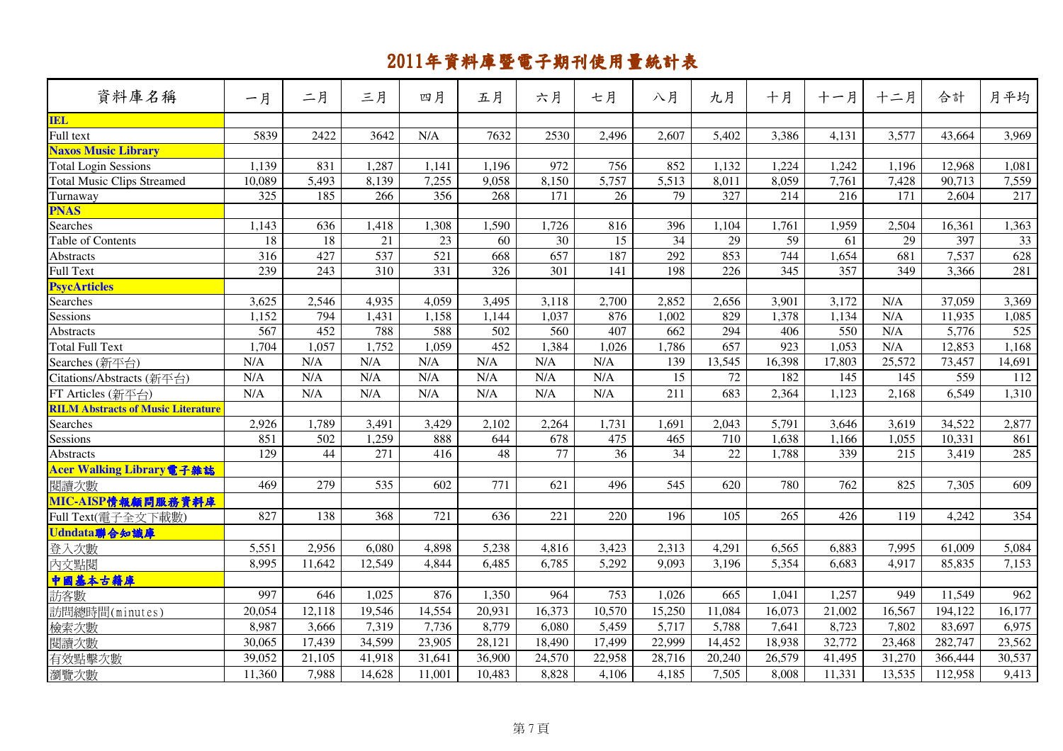# 2011年資料庫暨電子期刊使用量統計表

| 資料庫名稱 | 一月 | 二月 | 三月 | 四月 | 五月 | 六月 | 七月 | 八月 | 九月 | 十月 | 十一月 | 十二月 | 合計 | 月平均 |
|---|---|---|---|---|---|---|---|---|---|---|---|---|---|---|
| **IEL** | | | | | | | | | | | | | | |
| Full text | 5839 | 2422 | 3642 | N/A | 7632 | 2530 | 2,496 | 2,607 | 5,402 | 3,386 | 4,131 | 3,577 | 43,664 | 3,969 |
| **Naxos Music Library** | | | | | | | | | | | | | | |
| Total Login Sessions | 1,139 | 831 | 1,287 | 1,141 | 1,196 | 972 | 756 | 852 | 1,132 | 1,224 | 1,242 | 1,196 | 12,968 | 1,081 |
| Total Music Clips Streamed | 10,089 | 5,493 | 8,139 | 7,255 | 9,058 | 8,150 | 5,757 | 5,513 | 8,011 | 8,059 | 7,761 | 7,428 | 90,713 | 7,559 |
| Turnaway | 325 | 185 | 266 | 356 | 268 | 171 | 26 | 79 | 327 | 214 | 216 | 171 | 2,604 | 217 |
| **PNAS** | | | | | | | | | | | | | | |
| Searches | 1,143 | 636 | 1,418 | 1,308 | 1,590 | 1,726 | 816 | 396 | 1,104 | 1,761 | 1,959 | 2,504 | 16,361 | 1,363 |
| Table of Contents | 18 | 18 | 21 | 23 | 60 | 30 | 15 | 34 | 29 | 59 | 61 | 29 | 397 | 33 |
| Abstracts | 316 | 427 | 537 | 521 | 668 | 657 | 187 | 292 | 853 | 744 | 1,654 | 681 | 7,537 | 628 |
| Full Text | 239 | 243 | 310 | 331 | 326 | 301 | 141 | 198 | 226 | 345 | 357 | 349 | 3,366 | 281 |
| **PsycArticles** | | | | | | | | | | | | | | |
| Searches | 3,625 | 2,546 | 4,935 | 4,059 | 3,495 | 3,118 | 2,700 | 2,852 | 2,656 | 3,901 | 3,172 | N/A | 37,059 | 3,369 |
| Sessions | 1,152 | 794 | 1,431 | 1,158 | 1,144 | 1,037 | 876 | 1,002 | 829 | 1,378 | 1,134 | N/A | 11,935 | 1,085 |
| Abstracts | 567 | 452 | 788 | 588 | 502 | 560 | 407 | 662 | 294 | 406 | 550 | N/A | 5,776 | 525 |
| Total Full Text | 1,704 | 1,057 | 1,752 | 1,059 | 452 | 1,384 | 1,026 | 1,786 | 657 | 923 | 1,053 | N/A | 12,853 | 1,168 |
| Searches (新平台) | N/A | N/A | N/A | N/A | N/A | N/A | N/A | 139 | 13,545 | 16,398 | 17,803 | 25,572 | 73,457 | 14,691 |
| Citations/Abstracts (新平台) | N/A | N/A | N/A | N/A | N/A | N/A | N/A | 15 | 72 | 182 | 145 | 145 | 559 | 112 |
| FT Articles (新平台) | N/A | N/A | N/A | N/A | N/A | N/A | N/A | 211 | 683 | 2,364 | 1,123 | 2,168 | 6,549 | 1,310 |
| **RILM Abstracts of Music Literature** | | | | | | | | | | | | | | |
| Searches | 2,926 | 1,789 | 3,491 | 3,429 | 2,102 | 2,264 | 1,731 | 1,691 | 2,043 | 5,791 | 3,646 | 3,619 | 34,522 | 2,877 |
| Sessions | 851 | 502 | 1,259 | 888 | 644 | 678 | 475 | 465 | 710 | 1,638 | 1,166 | 1,055 | 10,331 | 861 |
| Abstracts | 129 | 44 | 271 | 416 | 48 | 77 | 36 | 34 | 22 | 1,788 | 339 | 215 | 3,419 | 285 |
| **Acer Walking Library電子雜誌** | | | | | | | | | | | | | | |
| 閱讀次數 | 469 | 279 | 535 | 602 | 771 | 621 | 496 | 545 | 620 | 780 | 762 | 825 | 7,305 | 609 |
| **MIC-AISP情報顧問服務資料庫** | | | | | | | | | | | | | | |
| Full Text(電子全文下載數) | 827 | 138 | 368 | 721 | 636 | 221 | 220 | 196 | 105 | 265 | 426 | 119 | 4,242 | 354 |
| **Udndata聯合知識庫** | | | | | | | | | | | | | | |
| 登入次數 | 5,551 | 2,956 | 6,080 | 4,898 | 5,238 | 4,816 | 3,423 | 2,313 | 4,291 | 6,565 | 6,883 | 7,995 | 61,009 | 5,084 |
| 內文點閱 | 8,995 | 11,642 | 12,549 | 4,844 | 6,485 | 6,785 | 5,292 | 9,093 | 3,196 | 5,354 | 6,683 | 4,917 | 85,835 | 7,153 |
| **中國基本古籍庫** | | | | | | | | | | | | | | |
| 訪客數 | 997 | 646 | 1,025 | 876 | 1,350 | 964 | 753 | 1,026 | 665 | 1,041 | 1,257 | 949 | 11,549 | 962 |
| 訪問總時間(minutes) | 20,054 | 12,118 | 19,546 | 14,554 | 20,931 | 16,373 | 10,570 | 15,250 | 11,084 | 16,073 | 21,002 | 16,567 | 194,122 | 16,177 |
| 檢索次數 | 8,987 | 3,666 | 7,319 | 7,736 | 8,779 | 6,080 | 5,459 | 5,717 | 5,788 | 7,641 | 8,723 | 7,802 | 83,697 | 6,975 |
| 閱讀次數 | 30,065 | 17,439 | 34,599 | 23,905 | 28,121 | 18,490 | 17,499 | 22,999 | 14,452 | 18,938 | 32,772 | 23,468 | 282,747 | 23,562 |
| 有效點擊次數 | 39,052 | 21,105 | 41,918 | 31,641 | 36,900 | 24,570 | 22,958 | 28,716 | 20,240 | 26,579 | 41,495 | 31,270 | 366,444 | 30,537 |
| 瀏覽次數 | 11,360 | 7,988 | 14,628 | 11,001 | 10,483 | 8,828 | 4,106 | 4,185 | 7,505 | 8,008 | 11,331 | 13,535 | 112,958 | 9,413 |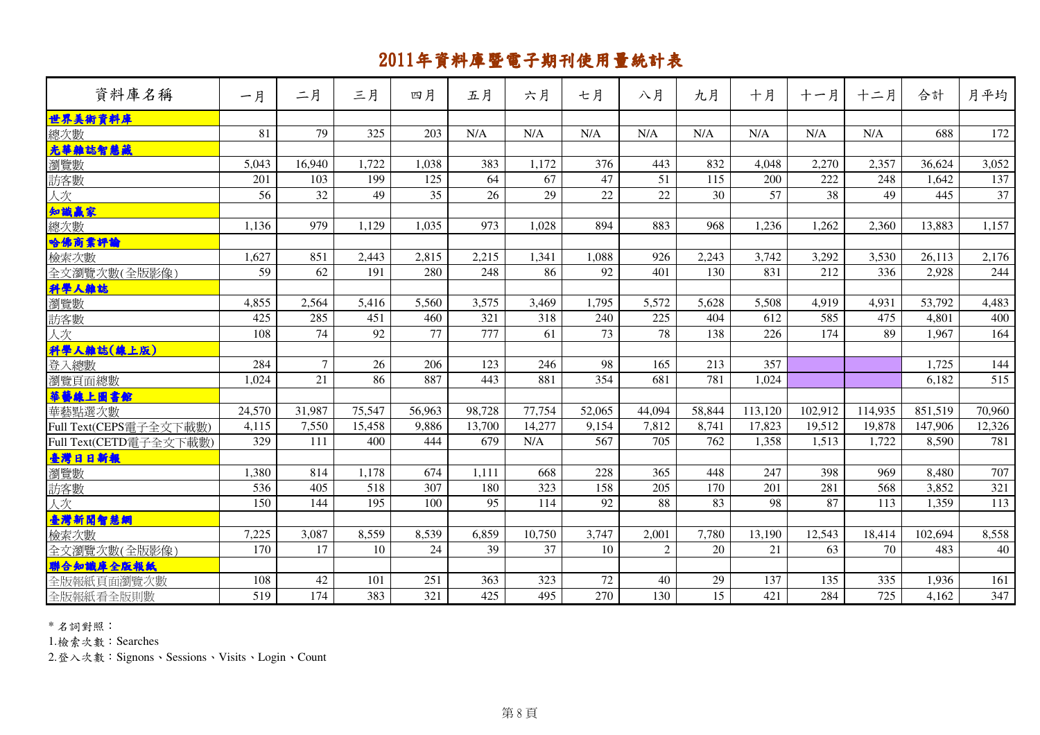# 2011年資料庫暨電子期刊使用量統計表

| 資料庫名稱 | 一月 | 二月 | 三月 | 四月 | 五月 | 六月 | 七月 | 八月 | 九月 | 十月 | 十一月 | 十二月 | 合計 | 月平均 |
|---|---|---|---|---|---|---|---|---|---|---|---|---|---|---|
| **世界美術資料庫** | | | | | | | | | | | | | | |
| 總次數 | 81 | 79 | 325 | 203 | N/A | N/A | N/A | N/A | N/A | N/A | N/A | N/A | 688 | 172 |
| **光華雜誌智慧藏** | | | | | | | | | | | | | | |
| 瀏覽數 | 5,043 | 16,940 | 1,722 | 1,038 | 383 | 1,172 | 376 | 443 | 832 | 4,048 | 2,270 | 2,357 | 36,624 | 3,052 |
| 訪客數 | 201 | 103 | 199 | 125 | 64 | 67 | 47 | 51 | 115 | 200 | 222 | 248 | 1,642 | 137 |
| 人次 | 56 | 32 | 49 | 35 | 26 | 29 | 22 | 22 | 30 | 57 | 38 | 49 | 445 | 37 |
| **知識贏家** | | | | | | | | | | | | | | |
| 總次數 | 1,136 | 979 | 1,129 | 1,035 | 973 | 1,028 | 894 | 883 | 968 | 1,236 | 1,262 | 2,360 | 13,883 | 1,157 |
| **哈佛商業評論** | | | | | | | | | | | | | | |
| 檢索次數 | 1,627 | 851 | 2,443 | 2,815 | 2,215 | 1,341 | 1,088 | 926 | 2,243 | 3,742 | 3,292 | 3,530 | 26,113 | 2,176 |
| 全文瀏覽次數(全版影像) | 59 | 62 | 191 | 280 | 248 | 86 | 92 | 401 | 130 | 831 | 212 | 336 | 2,928 | 244 |
| **科學人雜誌** | | | | | | | | | | | | | | |
| 瀏覽數 | 4,855 | 2,564 | 5,416 | 5,560 | 3,575 | 3,469 | 1,795 | 5,572 | 5,628 | 5,508 | 4,919 | 4,931 | 53,792 | 4,483 |
| 訪客數 | 425 | 285 | 451 | 460 | 321 | 318 | 240 | 225 | 404 | 612 | 585 | 475 | 4,801 | 400 |
| 人次 | 108 | 74 | 92 | 77 | 777 | 61 | 73 | 78 | 138 | 226 | 174 | 89 | 1,967 | 164 |
| **科學人雜誌(線上版)** | | | | | | | | | | | | | | |
| 登入總數 | 284 | 7 | 26 | 206 | 123 | 246 | 98 | 165 | 213 | 357 | | | 1,725 | 144 |
| 瀏覽頁面總數 | 1,024 | 21 | 86 | 887 | 443 | 881 | 354 | 681 | 781 | 1,024 | | | 6,182 | 515 |
| **華藝線上圖書館** | | | | | | | | | | | | | | |
| 華藝點選次數 | 24,570 | 31,987 | 75,547 | 56,963 | 98,728 | 77,754 | 52,065 | 44,094 | 58,844 | 113,120 | 102,912 | 114,935 | 851,519 | 70,960 |
| Full Text(CEPS電子全文下載數) | 4,115 | 7,550 | 15,458 | 9,886 | 13,700 | 14,277 | 9,154 | 7,812 | 8,741 | 17,823 | 19,512 | 19,878 | 147,906 | 12,326 |
| Full Text(CETD電子全文下載數) | 329 | 111 | 400 | 444 | 679 | N/A | 567 | 705 | 762 | 1,358 | 1,513 | 1,722 | 8,590 | 781 |
| **臺灣日日新報** | | | | | | | | | | | | | | |
| 瀏覽數 | 1,380 | 814 | 1,178 | 674 | 1,111 | 668 | 228 | 365 | 448 | 247 | 398 | 969 | 8,480 | 707 |
| 訪客數 | 536 | 405 | 518 | 307 | 180 | 323 | 158 | 205 | 170 | 201 | 281 | 568 | 3,852 | 321 |
| 人次 | 150 | 144 | 195 | 100 | 95 | 114 | 92 | 88 | 83 | 98 | 87 | 113 | 1,359 | 113 |
| **臺灣新聞智慧網** | | | | | | | | | | | | | | |
| 檢索次數 | 7,225 | 3,087 | 8,559 | 8,539 | 6,859 | 10,750 | 3,747 | 2,001 | 7,780 | 13,190 | 12,543 | 18,414 | 102,694 | 8,558 |
| 全文瀏覽次數(全版影像) | 170 | 17 | 10 | 24 | 39 | 37 | 10 | 2 | 20 | 21 | 63 | 70 | 483 | 40 |
| **聯合知識庫全版報紙** | | | | | | | | | | | | | | |
| 全版報紙頁面瀏覽次數 | 108 | 42 | 101 | 251 | 363 | 323 | 72 | 40 | 29 | 137 | 135 | 335 | 1,936 | 161 |
| 全版報紙看全版則數 | 519 | 174 | 383 | 321 | 425 | 495 | 270 | 130 | 15 | 421 | 284 | 725 | 4,162 | 347 |

* 名詞對照：

1.檢索次數：Searches

2.登入次數：Signons、Sessions、Visits、Login、Count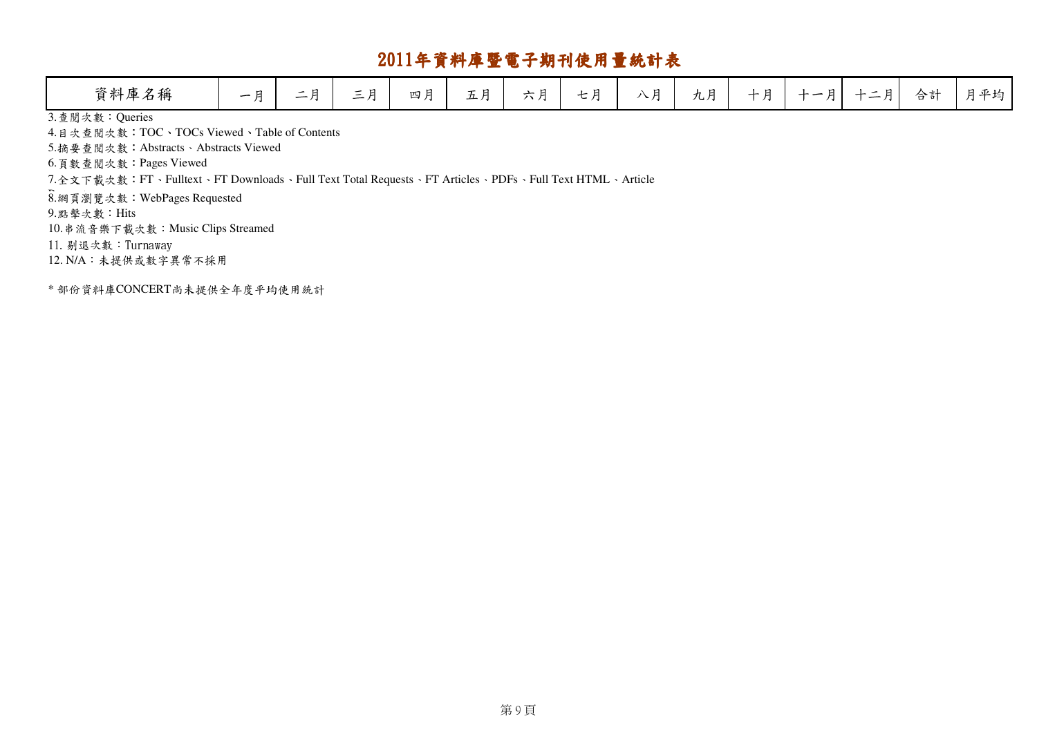# 2011年資料庫暨電子期刊使用量統計表

| 資料庫名稱 | 一月 | 二月 | 三月 | 四月 | 五月 | 六月 | 七月 | 八月 | 九月 | 十月 | 十一月 | 十二月 | 合計 | 月平均 |
|---|---|---|---|---|---|---|---|---|---|---|---|---|---|---|

3.查閱次數：Queries

4.目次查閱次數：TOC、TOCs Viewed、Table of Contents

5.摘要查閱次數：Abstracts、Abstracts Viewed

6.頁數查閱次數：Pages Viewed

7.全文下載次數：FT、Fulltext、FT Downloads、Full Text Total Requests、FT Articles、PDFs、Full Text HTML、Article

8.網頁瀏覽次數：WebPages Requested

9.點擊次數：Hits

10.串流音樂下載次數：Music Clips Streamed

11. 剔退次數：Turnaway

12. N/A：未提供或數字異常不採用

* 部份資料庫CONCERT尚未提供全年度平均使用統計